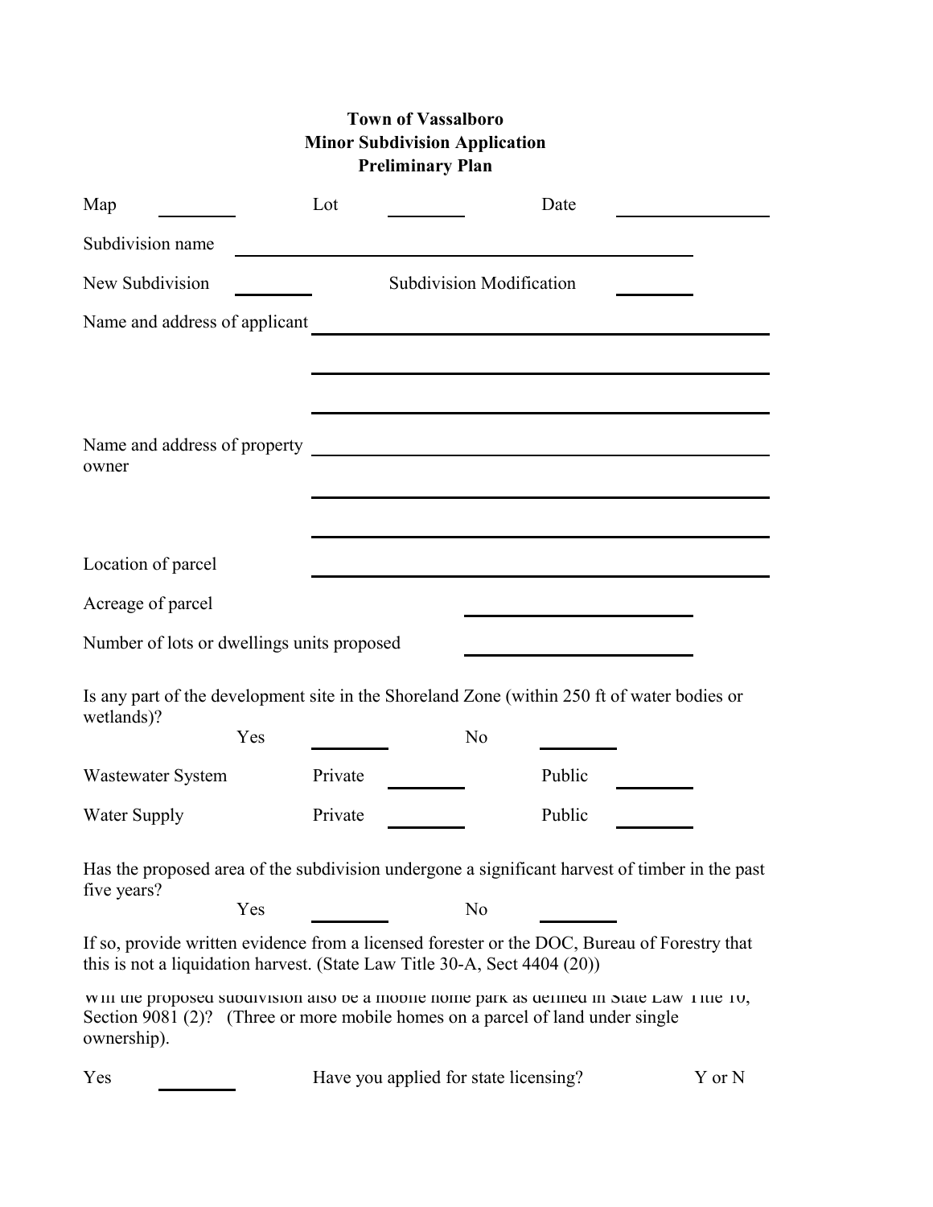# Town of Vassalboro
## Minor Subdivision Application
### Preliminary Plan

Map ________ Lot ________ Date ________________

Subdivision name ________________________________________________

New Subdivision ________ Subdivision Modification ________

Name and address of applicant ________________________________________________

________________________________________________

________________________________________________

Name and address of property owner ________________________________________________

________________________________________________

________________________________________________

Location of parcel ________________________________________________

Acreage of parcel ________________________

Number of lots or dwellings units proposed ________________________

Is any part of the development site in the Shoreland Zone (within 250 ft of water bodies or wetlands)?

Yes ________ No ________

Wastewater System Private ________ Public ________

Water Supply Private ________ Public ________

Has the proposed area of the subdivision undergone a significant harvest of timber in the past five years?

Yes ________ No ________

If so, provide written evidence from a licensed forester or the DOC, Bureau of Forestry that this is not a liquidation harvest. (State Law Title 30-A, Sect 4404 (20))

Will the proposed subdivision also be a mobile home park as defined in State Law Title 10, Section 9081 (2)? (Three or more mobile homes on a parcel of land under single ownership).

Yes ________ Have you applied for state licensing? Y or N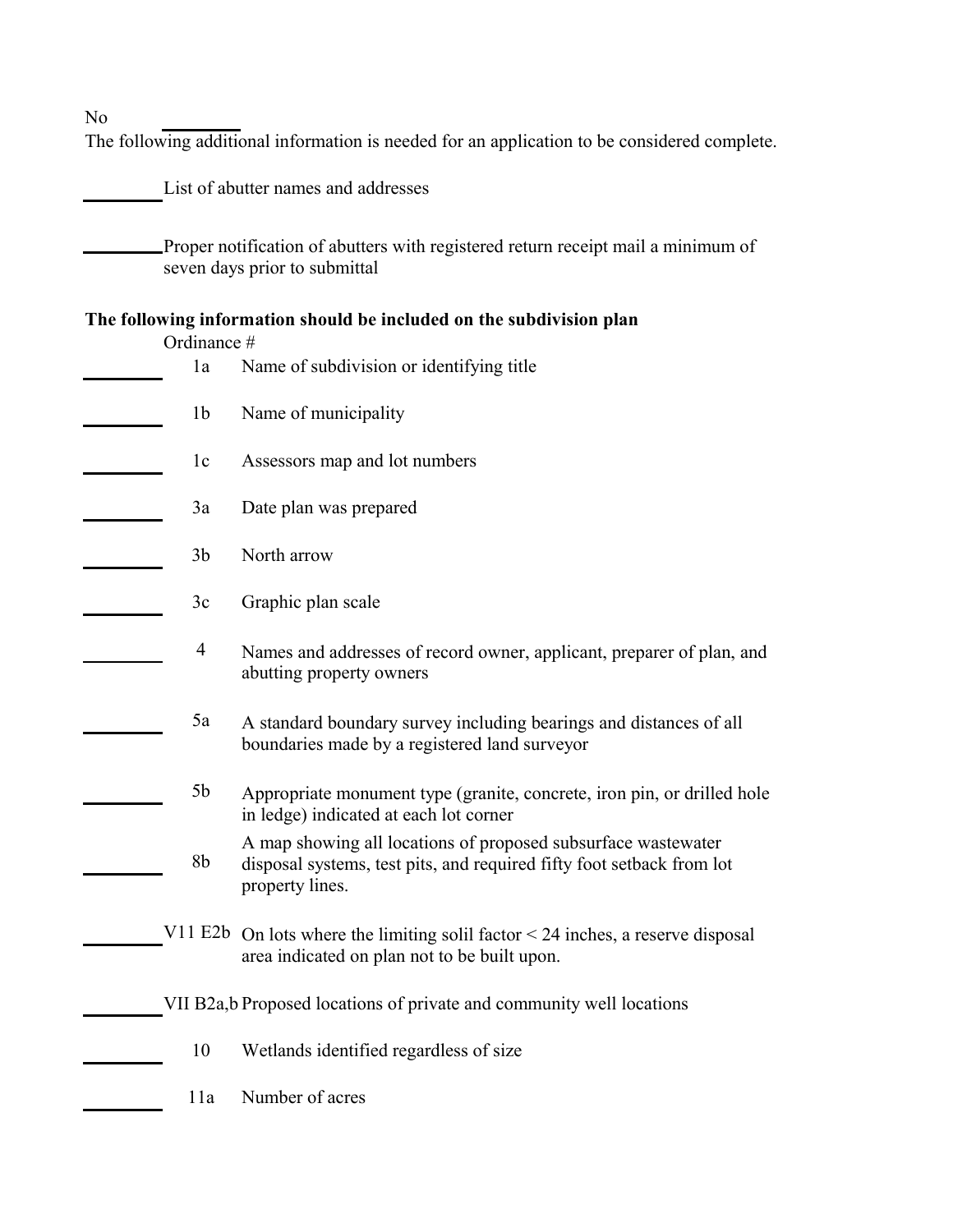No ________

The following additional information is needed for an application to be considered complete.

________ List of abutter names and addresses

________ Proper notification of abutters with registered return receipt mail a minimum of seven days prior to submittal

**The following information should be included on the subdivision plan**

| | Ordinance # | |
|---|---|---|
| ________ | 1a | Name of subdivision or identifying title |
| ________ | 1b | Name of municipality |
| ________ | 1c | Assessors map and lot numbers |
| ________ | 3a | Date plan was prepared |
| ________ | 3b | North arrow |
| ________ | 3c | Graphic plan scale |
| ________ | 4 | Names and addresses of record owner, applicant, preparer of plan, and abutting property owners |
| ________ | 5a | A standard boundary survey including bearings and distances of all boundaries made by a registered land surveyor |
| ________ | 5b | Appropriate monument type (granite, concrete, iron pin, or drilled hole in ledge) indicated at each lot corner |
| ________ | 8b | A map showing all locations of proposed subsurface wastewater disposal systems, test pits, and required fifty foot setback from lot property lines. |
| ________ | V11 E2b | On lots where the limiting solil factor < 24 inches, a reserve disposal area indicated on plan not to be built upon. |
| ________ | VII B2a,b | Proposed locations of private and community well locations |
| ________ | 10 | Wetlands identified regardless of size |
| ________ | 11a | Number of acres |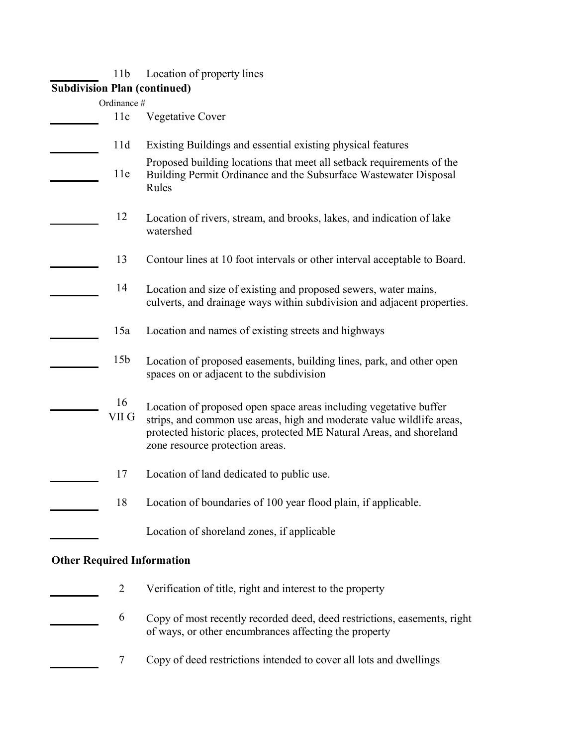| | | |
|---|---|---|
| ________ | 11b | Location of property lines |

**Subdivision Plan (continued)**

| | Ordinance # | |
|---|---|---|
| ________ | 11c | Vegetative Cover |
| ________ | 11d | Existing Buildings and essential existing physical features |
| ________ | 11e | Proposed building locations that meet all setback requirements of the Building Permit Ordinance and the Subsurface Wastewater Disposal Rules |
| ________ | 12 | Location of rivers, stream, and brooks, lakes, and indication of lake watershed |
| ________ | 13 | Contour lines at 10 foot intervals or other interval acceptable to Board. |
| ________ | 14 | Location and size of existing and proposed sewers, water mains, culverts, and drainage ways within subdivision and adjacent properties. |
| ________ | 15a | Location and names of existing streets and highways |
| ________ | 15b | Location of proposed easements, building lines, park, and other open spaces on or adjacent to the subdivision |
| ________ | 16 VII G | Location of proposed open space areas including vegetative buffer strips, and common use areas, high and moderate value wildlife areas, protected historic places, protected ME Natural Areas, and shoreland zone resource protection areas. |
| ________ | 17 | Location of land dedicated to public use. |
| ________ | 18 | Location of boundaries of 100 year flood plain, if applicable. |
| ________ | | Location of shoreland zones, if applicable |

**Other Required Information**

| | | |
|---|---|---|
| ________ | 2 | Verification of title, right and interest to the property |
| ________ | 6 | Copy of most recently recorded deed, deed restrictions, easements, right of ways, or other encumbrances affecting the property |
| ________ | 7 | Copy of deed restrictions intended to cover all lots and dwellings |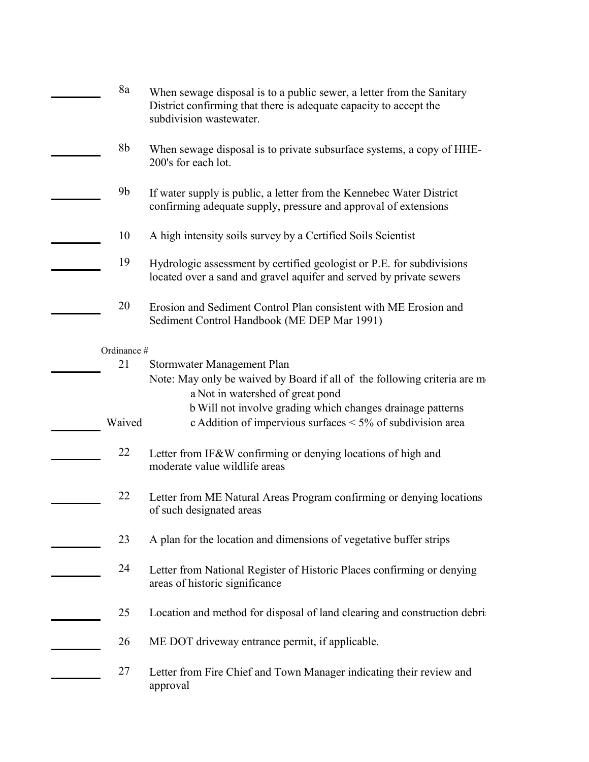| | | |
|---|---|---|
| ________ | 8a | When sewage disposal is to a public sewer, a letter from the Sanitary District confirming that there is adequate capacity to accept the subdivision wastewater. |
| ________ | 8b | When sewage disposal is to private subsurface systems, a copy of HHE-200's for each lot. |
| ________ | 9b | If water supply is public, a letter from the Kennebec Water District confirming adequate supply, pressure and approval of extensions |
| ________ | 10 | A high intensity soils survey by a Certified Soils Scientist |
| ________ | 19 | Hydrologic assessment by certified geologist or P.E. for subdivisions located over a sand and gravel aquifer and served by private sewers |
| ________ | 20 | Erosion and Sediment Control Plan consistent with ME Erosion and Sediment Control Handbook (ME DEP Mar 1991) |
| | Ordinance # | |
| ________ | 21 | Stormwater Management Plan<br>Note: May only be waived by Board if all of the following criteria are m<br>a Not in watershed of great pond<br>b Will not involve grading which changes drainage patterns |
| ________ | Waived | c Addition of impervious surfaces < 5% of subdivision area |
| ________ | 22 | Letter from IF&W confirming or denying locations of high and moderate value wildlife areas |
| ________ | 22 | Letter from ME Natural Areas Program confirming or denying locations of such designated areas |
| ________ | 23 | A plan for the location and dimensions of vegetative buffer strips |
| ________ | 24 | Letter from National Register of Historic Places confirming or denying areas of historic significance |
| ________ | 25 | Location and method for disposal of land clearing and construction debri |
| ________ | 26 | ME DOT driveway entrance permit, if applicable. |
| ________ | 27 | Letter from Fire Chief and Town Manager indicating their review and approval |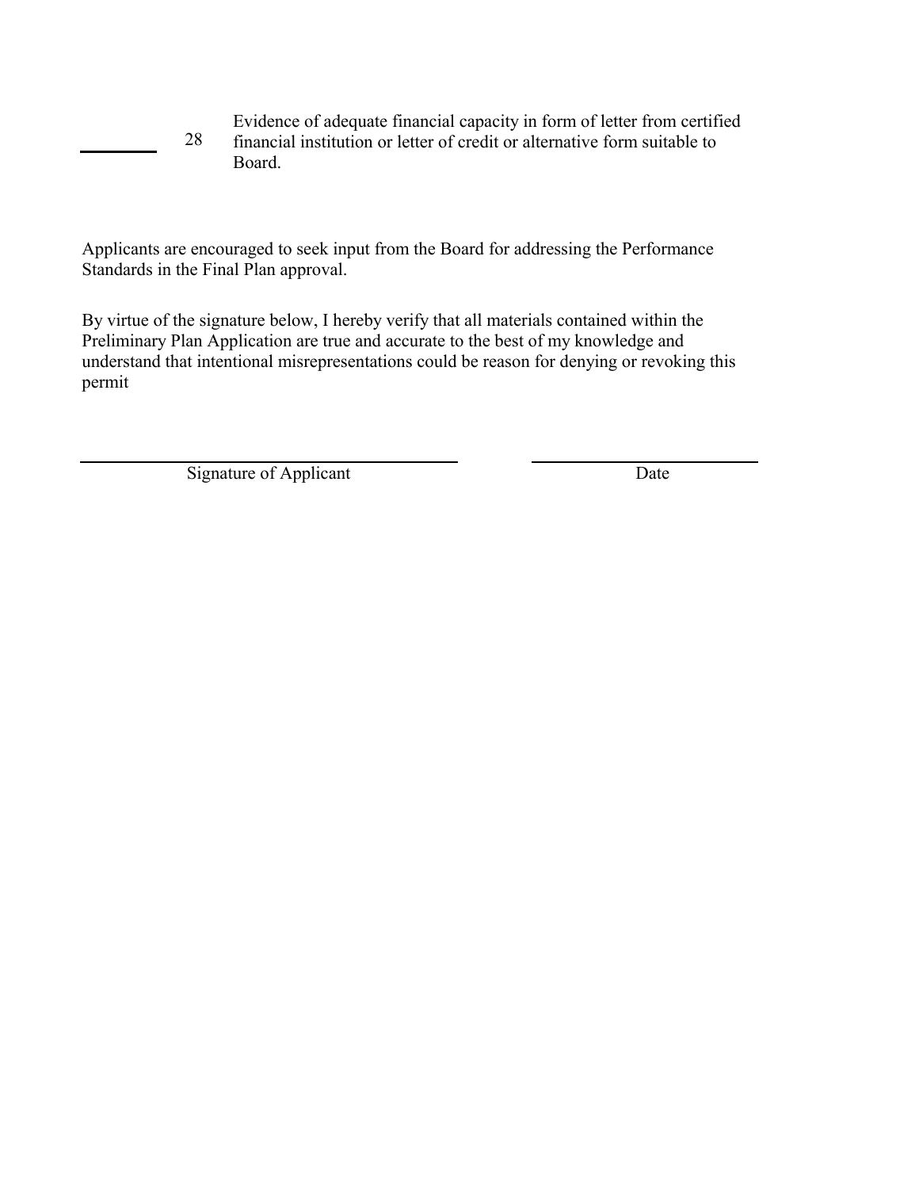\_\_\_\_\_\_\_\_ 28 Evidence of adequate financial capacity in form of letter from certified financial institution or letter of credit or alternative form suitable to Board.

Applicants are encouraged to seek input from the Board for addressing the Performance Standards in the Final Plan approval.

By virtue of the signature below, I hereby verify that all materials contained within the Preliminary Plan Application are true and accurate to the best of my knowledge and understand that intentional misrepresentations could be reason for denying or revoking this permit

\_\_\_\_\_\_\_\_\_\_\_\_\_\_\_\_\_\_\_\_\_\_\_\_\_\_\_\_\_\_\_\_\_\_\_\_ \_\_\_\_\_\_\_\_\_\_\_\_\_\_\_\_\_\_\_\_\_\_

Signature of Applicant Date